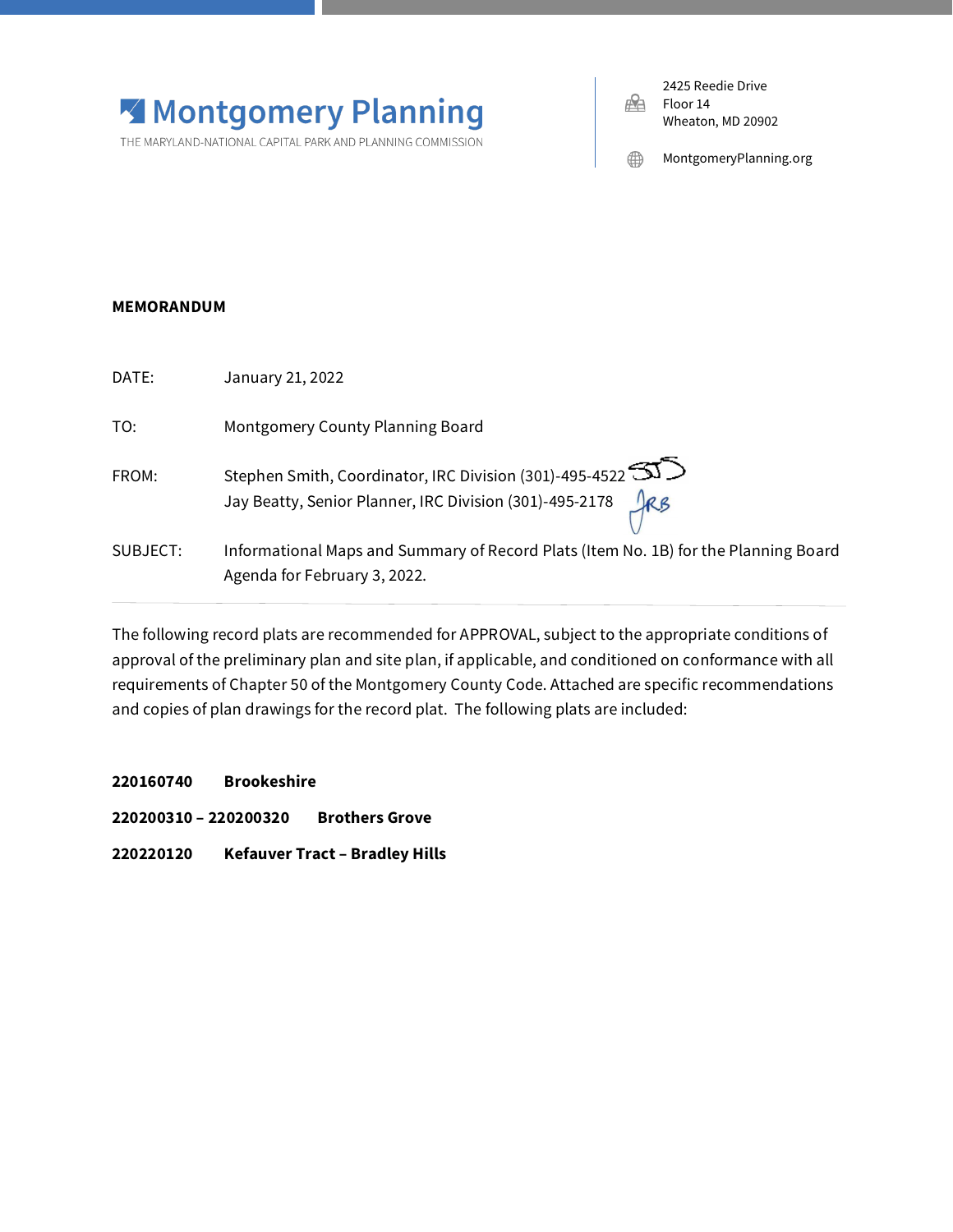**Montgomery Planning**

THE MARYLAND-NATIONAL CAPITAL PARK AND PLANNING COMMISSION

2425 Reedie Drive
Floor 14
Wheaton, MD 20902

MontgomeryPlanning.org

**MEMORANDUM**

DATE: January 21, 2022

TO: Montgomery County Planning Board

FROM: Stephen Smith, Coordinator, IRC Division (301)-495-4522
Jay Beatty, Senior Planner, IRC Division (301)-495-2178

SUBJECT: Informational Maps and Summary of Record Plats (Item No. 1B) for the Planning Board Agenda for February 3, 2022.

---

The following record plats are recommended for APPROVAL, subject to the appropriate conditions of approval of the preliminary plan and site plan, if applicable, and conditioned on conformance with all requirements of Chapter 50 of the Montgomery County Code. Attached are specific recommendations and copies of plan drawings for the record plat. The following plats are included:

**220160740 Brookeshire**

**220200310 – 220200320 Brothers Grove**

**220220120 Kefauver Tract – Bradley Hills**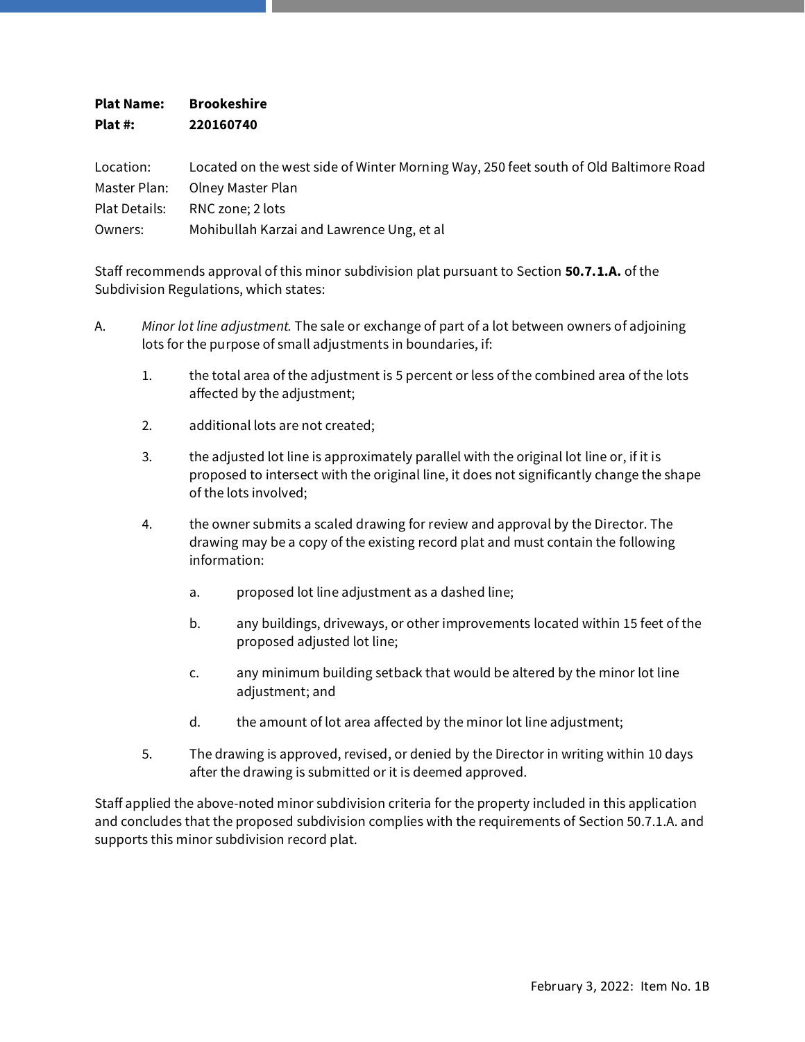**Plat Name:** **Brookeshire**
**Plat #:** **220160740**

Location: Located on the west side of Winter Morning Way, 250 feet south of Old Baltimore Road
Master Plan: Olney Master Plan
Plat Details: RNC zone; 2 lots
Owners: Mohibullah Karzai and Lawrence Ung, et al

Staff recommends approval of this minor subdivision plat pursuant to Section **50.7.1.A.** of the Subdivision Regulations, which states:

A. *Minor lot line adjustment.* The sale or exchange of part of a lot between owners of adjoining lots for the purpose of small adjustments in boundaries, if:

   1. the total area of the adjustment is 5 percent or less of the combined area of the lots affected by the adjustment;

   2. additional lots are not created;

   3. the adjusted lot line is approximately parallel with the original lot line or, if it is proposed to intersect with the original line, it does not significantly change the shape of the lots involved;

   4. the owner submits a scaled drawing for review and approval by the Director. The drawing may be a copy of the existing record plat and must contain the following information:

      a. proposed lot line adjustment as a dashed line;

      b. any buildings, driveways, or other improvements located within 15 feet of the proposed adjusted lot line;

      c. any minimum building setback that would be altered by the minor lot line adjustment; and

      d. the amount of lot area affected by the minor lot line adjustment;

   5. The drawing is approved, revised, or denied by the Director in writing within 10 days after the drawing is submitted or it is deemed approved.

Staff applied the above-noted minor subdivision criteria for the property included in this application and concludes that the proposed subdivision complies with the requirements of Section 50.7.1.A. and supports this minor subdivision record plat.

February 3, 2022: Item No. 1B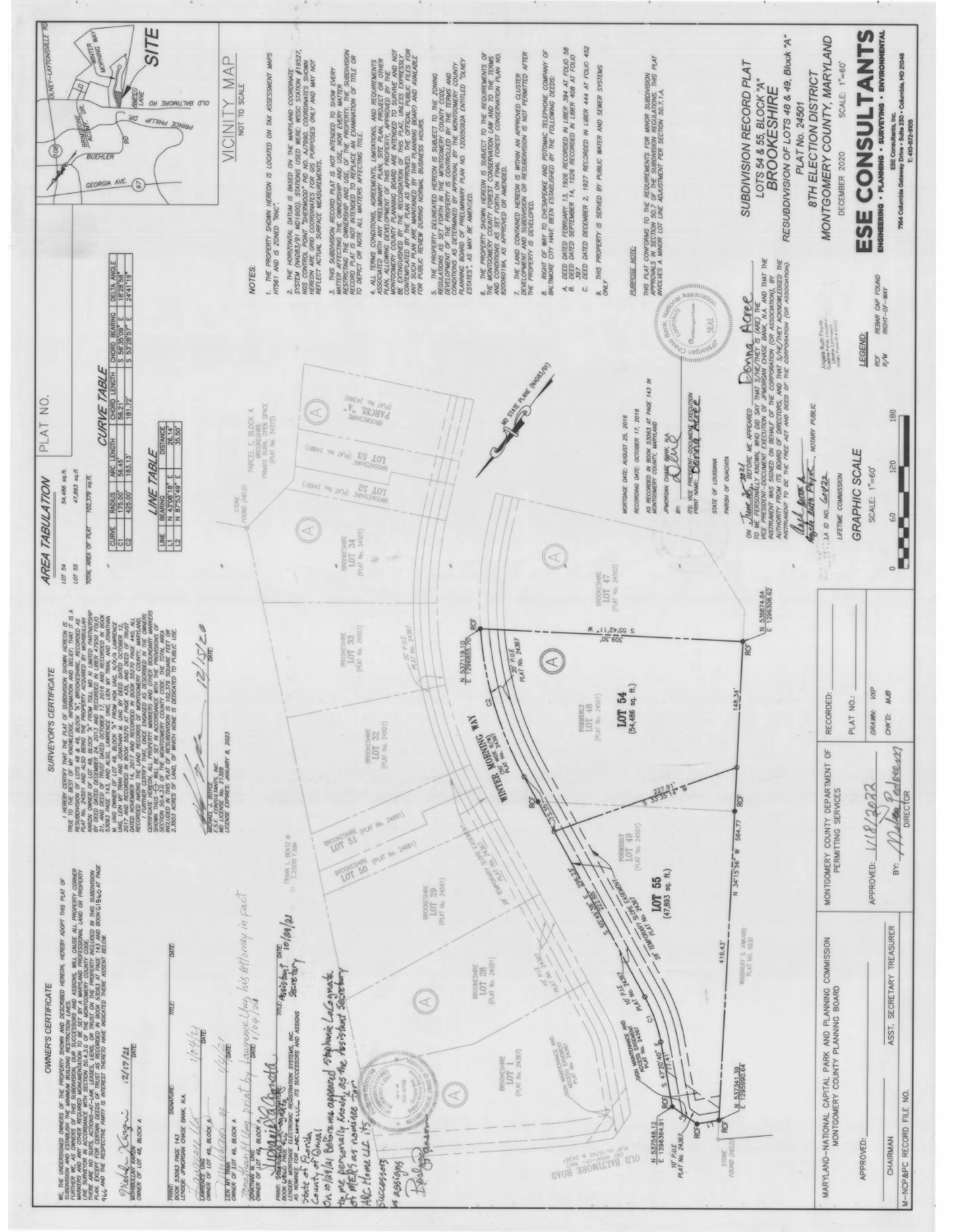# SUBDIVISION RECORD PLAT

## LOTS 54 & 55, BLOCK "A"

## BROOKESHIRE

RESUBDIVISION OF LOTS 48 & 49, Block "A"

PLAT No. 24501

8TH ELECTION DISTRICT

MONTGOMERY COUNTY, MARYLAND

DECEMBER 2020 SCALE: 1"=60'

**ESE CONSULTANTS**

ENGINEERING • PLANNING • SURVEYING • ENVIRONMENTAL

ESE Consultants, Inc.
7164 Columbia Gateway Drive • Suite 230 • Columbia, MD 21046
T: 410-872-9505

## OWNER'S CERTIFICATE

WE, THE UNDERSIGNED OWNERS OF THE PROPERTY SHOWN AND DESCRIBED HEREON, HEREBY ADOPT THIS PLAT OF SUBDIVISION, ESTABLISH THE MINIMUM BUILDING RESTRICTION LINES, AND DEDICATE THE STREETS TO PUBLIC USE, AND FURTHER WE, AS OWNERS OF THIS SUBDIVISION, OUR SUCCESSORS AND ASSIGNS, WILL CAUSE ALL PROPERTY CORNER MARKERS AND OTHER MARKERS TO BE SET BY A MARYLAND PROFESSIONAL LAND SURVEYOR OR PROPERTY LINE SURVEYOR IN ACCORDANCE WITH SECTION 50.4.3.G OF THE MONTGOMERY COUNTY CODE. THERE ARE NO SUITS OF ACTION, LEASES, LIENS, MORTGAGES OR TRUSTS ON THE PROPERTY INCLUDED IN THIS SUBDIVISION PLAT, EXCEPT FOR CERTAIN DEEDS OF TRUST AS RECORDED IN BOOK 53063 AT PAGE 143 AND BOOK 61860 AT PAGE 466 AND THE RESPECTIVE PARTY IS INTEREST THERETO HAVE INDICATED THERE ASSENT BELOW.

Mehdi Kazemi 12/17/21
MAHMOUD KAZEMI
OWNER OF LOT 48, BLOCK A

PRINT: BOOK 53063 PAGE 143 / LENDER: JPMORGAN CHASE BANK, N.A. — SIGNATURE: / TITLE: / DATE:

LAWRENCE LING 1/04/21
OWNER OF LOT 49, BLOCK A

LIEN W. TRAN 1/04/21
OWNER OF LOT 49, BLOCK A

Jonathan Ung print by Lawrence Ung his attorney in fact 1/04/21
OWNER OF LOT 49, BLOCK A

Stephanie LaCognata — Assistant Secretary — 10/04/21

PRINT: BOOK 61860 PAGE 466
LENDER: MORTGAGE ELECTRONIC REGISTRATION SYSTEMS, INC., AS NOMINEE FOR ... ITS SUCCESSORS AND ASSIGNS

State of Florida
County of Duval
On 10/04/21 before me appeared Stephanie LaCognata to me personally known, as the Assistant Secretary of MERS as nominee for ARC Home LLC its successors and assigns

## SURVEYOR'S CERTIFICATE

I HEREBY CERTIFY THAT THE PLAT OF SUBDIVISION SHOWN HEREON IS TRUE TO THE BEST OF MY KNOWLEDGE, INFORMATION AND BELIEF; THAT IT IS A RESUBDIVISION OF ALL OF LOTS 48 & 49, BLOCK "A", BROOKESHIRE, RECORDED AS PLAT No. 24501 AND ALSO BEING THE PROPERTY ACQUIRED BY MAHMOUD KAZEMI FROM ... BY DEED DATED DECEMBER 24, 2013 AND RECORDED IN LIBER 47850 FOLIO ... AND ... LAWRENCE UNG, LIEN W. TRAN AND JONATHAN UNG ... IN BOOK 53063 PAGE 143, ... BY DEED DATED OCTOBER 12, 2017 AND RECORDED IN BOOK 55270 PAGE 419, ... AMONG THE LAND RECORDS OF MONTGOMERY COUNTY, MARYLAND. I FURTHER CERTIFY THAT, ONCE ENGAGED AS DESCRIBED IN THE OWNER'S CERTIFICATE HEREON, ALL PROPERTY CORNER MARKERS AND OTHER BOUNDARY MARKERS SHOWN THUS ○ WILL BE SET IN ACCORDANCE WITH THE PROVISIONS OF SECTION 50.4.3.G OF THE MONTGOMERY COUNTY CODE. THE TOTAL AREA INCLUDED IN THIS PLAT OF RESUBDIVISION IS 102,379 SQUARE FEET OR 2.3503 ACRES OF LAND, OF WHICH NONE IS DEDICATED TO PUBLIC USE.

12/15/20 DATE

MICHAEL A. BONYE
P.L.S. ESE CONSULTANTS, INC.
MD LICENSE No. 21305
LICENSE EXPIRES: JANUARY 8, 2023

## AREA TABULATION

| | |
|---|---|
| LOT 54 | 54,486 sq.ft. |
| LOT 55 | 47,893 sq.ft. |
| TOTAL AREA OF PLAT | 102,379 sq.ft. |

## CURVE TABLE

| CURVE | RADIUS | ARC LENGTH | CHORD LENGTH | CHORD BEARING | DELTA ANGLE |
|---|---|---|---|---|---|
| C1 | 175.00' | 56.45' | 56.21' | S 56°35'09" E | 18°28'58" |
| C2 | 425.00' | 183.13' | 181.72' | S 53°28'57" E | 24°41'19" |

## LINE TABLE

| LINE | BEARING | DISTANCE |
|---|---|---|
| L1 | N 43°08'18" E | 126.14' |
| L2 | N 87°53'49" E | 35.50' |

## NOTES:

1. THE PROPERTY SHOWN HEREON IS LOCATED ON TAX ASSESSMENT MAPS HT561 AND IS ZONED "RNC".
2. THE HORIZONTAL DATUM IS BASED ON THE MARYLAND COORDINATE SYSTEM (NAD83/91) MD1900 BY MONUMENT STATIONS ... 19527, NGS CONTROL POINT "SHERWOOD" PID NO. AJ7990. COORDINATES SHOWN HEREON ARE GRID COORDINATES FOR GIS PURPOSES ONLY AND MAY NOT REFLECT ACTUAL SURFACE MEASUREMENTS.
3. THIS SUBDIVISION RECORD PLAT IS NOT INTENDED TO SHOW EVERY MATTER AFFECTING THE OWNERSHIP AND USE, NOR EVERY MATTER RESTRICTING THE OWNERSHIP AND USE, OF THE PROPERTY. THE SUBDIVISION RECORD PLAT IS NOT INTENDED TO REPLACE AN EXAMINATION OF TITLE OR TO DEPICT OR NOTE ALL MATTERS AFFECTING TITLE.
4. ALL TERMS, CONDITIONS, AGREEMENTS, LIMITATIONS, AND REQUIREMENTS ASSOCIATED WITH ANY PRELIMINARY PLAN, SITE PLAN, PROJECT PLAN, OR OTHER PLAN, ALLOWING DEVELOPMENT OF THIS PROPERTY, APPROVED BY THE MONTGOMERY COUNTY PLANNING BOARD ARE INTENDED TO SURVIVE AND NOT BE EXTINGUISHED BY THE RECORDATION OF THIS PLAT, UNLESS EXPRESSLY CONTEMPLATED BY THE PLAN AS APPROVED. THE OFFICIAL PUBLIC FILES FOR ANY SUCH PLAN ARE MAINTAINED BY THE PLANNING BOARD AND AVAILABLE FOR PUBLIC REVIEW DURING NORMAL BUSINESS HOURS.
5. THE PROPERTY DELINEATED HEREON IS SUBJECT TO THE ZONING REGULATIONS AS SET FORTH IN THE MONTGOMERY COUNTY CODE, DEVELOPMENT OF THE PROPERTY IS SUBJECT TO THE TERMS AND CONDITIONS AS DETERMINED BY APPROVAL BY THE MONTGOMERY COUNTY PLANNING BOARD OF PRELIMINARY PLAN NO. 120050320 ENTITLED "OLNEY ESTATES" AS MAY BE AMENDED.
6. THE PROPERTY SHOWN HEREON IS SUBJECT TO THE REQUIREMENTS OF THE MONTGOMERY COUNTY FOREST CONSERVATION LAW AND TO THE TERMS AND CONDITIONS AS SET FORTH ON FINAL FOREST CONSERVATION PLAN NO. 820061140, AS APPROVED OR AMENDED.
7. THE LAND CONTAINED HEREON IS WITHIN AN APPROVED CLUSTER DEVELOPMENT AND SUBDIVISION OR RESUBDIVISION IS NOT PERMITTED AFTER THE PROPERTY IS DEVELOPED.
8. RIGHT OF WAY TO CHESAPEAKE AND POTOMAC TELEPHONE COMPANY OF BALTIMORE CITY HAVE BEEN ESTABLISHED BY THE FOLLOWING DEEDS:
   A. DEED DATED FEBRUARY 13, 1926 RECORDED IN LIBER 394 AT FOLIO 58
   B. DEED DATED SEPTEMBER 14, 1926 RECORDED IN LIBER 408 AT FOLIO 397
   C. DEED DATED DECEMBER 2, 1927 RECORDED IN LIBER 444 AT FOLIO 452
9. THIS PROPERTY IS SERVED BY PUBLIC WATER AND SEWER SYSTEMS ONLY

## PURPOSE NOTE:

THIS PLAT CONFORMS TO THE REQUIREMENTS FOR MINOR SUBDIVISION APPROVAL AS SET FORTH IN THE MONTGOMERY COUNTY CODE. THIS PLAT INVOLVES A MINOR LOT LINE ADJUSTMENT PER SECTION 50.7.1.A.

MORTGAGE DATE: AUGUST 25, 2016
RECORDING DATE: OCTOBER 17, 2016
AS RECORDED IN BOOK 53063 AT PAGE 143 IN MONTGOMERY COUNTY, MARYLAND

JPMORGAN CHASE BANK, N.A.
BY:
ITS: VICE PRESIDENT—DOCUMENT EXECUTION
PRINT NAME: Donna Acree

STATE OF LOUISIANA
PARISH OF OUACHITA

ON June 25, 2021 BEFORE ME, THE UNDERSIGNED ... , NOTARY PUBLIC PERSONALLY APPEARED Donna Acree, WHO DID SAY THAT S/HE/THEY IS (ARE) THE VICE PRESIDENT—DOCUMENT EXECUTION OF JPMORGAN CHASE BANK, N.A. AND THAT THE INSTRUMENT WAS SIGNED ON BEHALF OF THE CORPORATION (OR ASSOCIATION), BY AUTHORITY FROM ITS BOARD OF DIRECTORS, AND THAT S/HE/THEY ACKNOWLEDGED THE INSTRUMENT TO BE THE FREE ACT AND DEED OF THE CORPORATION (OR ASSOCIATION).

Angela Ruth Payne
LA ID NO. 64932
LIFETIME COMMISSION

## GRAPHIC SCALE

SCALE: 1"=60'

0 60 120 180

## LEGEND:

RCF — REBAR CAP FOUND
R/W — RIGHT-OF-WAY

## VICINITY MAP

NOT TO SCALE

OLNEY-LAYTONSVILLE RD, WINTER MORNING WAY, OLD BALTIMORE RD, AMBERG LANE, PRINCE PHILIP DR, BROOKESHIRE, BUEHLER RD, GEORGIA AVE, 108, 97, SITE

| MARYLAND-NATIONAL CAPITAL PARK AND PLANNING COMMISSION MONTGOMERY COUNTY PLANNING BOARD | MONTGOMERY COUNTY DEPARTMENT OF PERMITTING SERVICES | RECORDED: |
|---|---|---|
| APPROVED: | APPROVED: 1/18/2022 | PLAT NO.: |
| CHAIRMAN / ASST. SECRETARY TREASURER | BY: ... DIRECTOR | DRAWN: VDP / CHK'D: MJB |
| M-NCP&PC RECORD FILE NO. | | |